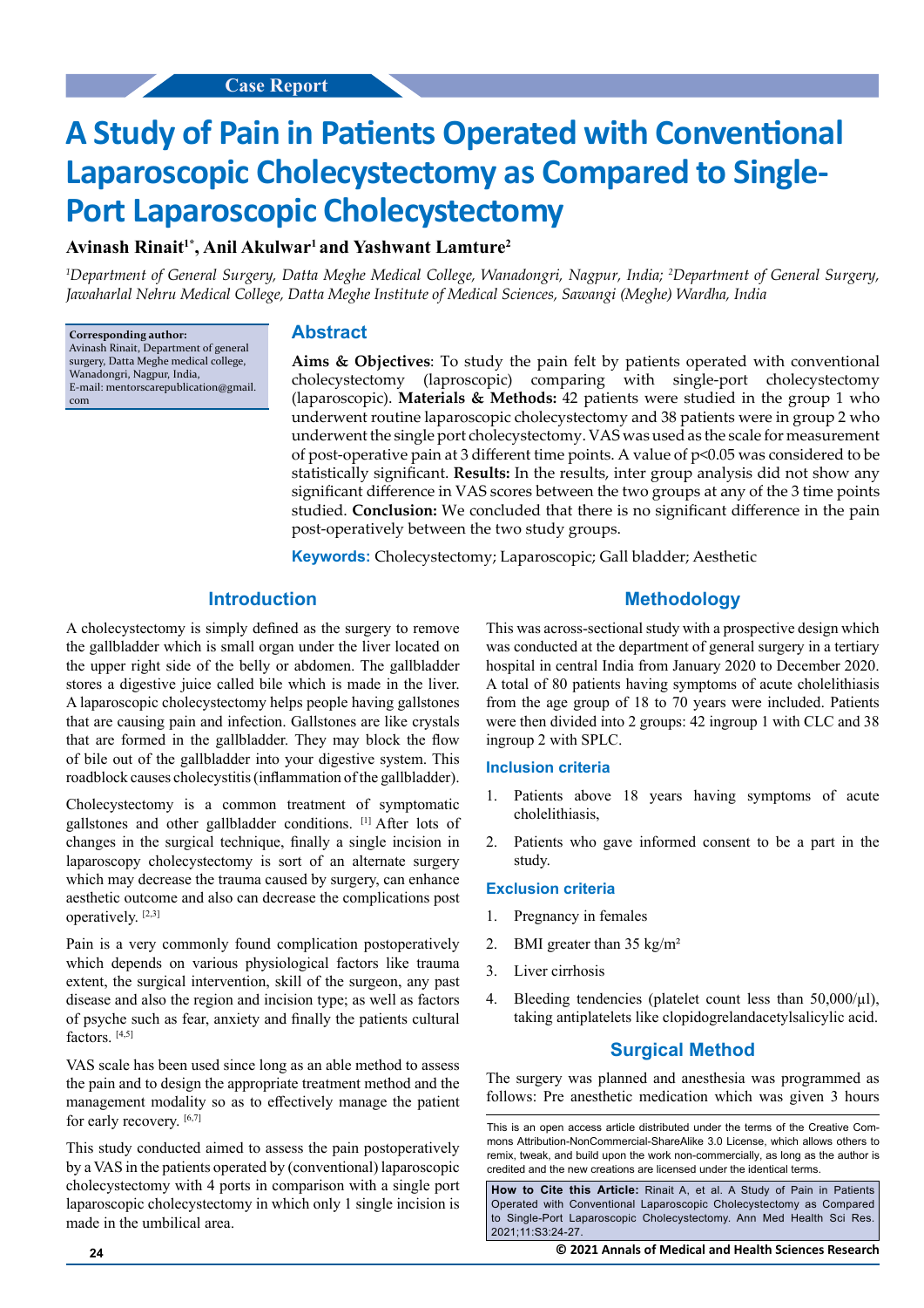Case Report

# A Study of Pain in Patients Operated with Conventional Laparoscopic Cholecystectomy as Compared to Single-Port Laparoscopic Cholecystectomy

**Avinash Rinait[1*], Anil Akulwar[1] and Yashwant Lamture[2]**

*[1]Department of General Surgery, Datta Meghe Medical College, Wanadongri, Nagpur, India; [2]Department of General Surgery, Jawaharlal Nehru Medical College, Datta Meghe Institute of Medical Sciences, Sawangi (Meghe) Wardha, India*

**Corresponding author:**
Avinash Rinait, Department of general surgery, Datta Meghe medical college, Wanadongri, Nagpur, India,
E-mail: mentorscarepublication@gmail.com

## Abstract

**Aims & Objectives**: To study the pain felt by patients operated with conventional cholecystectomy (laproscopic) comparing with single-port cholecystectomy (laparoscopic). **Materials & Methods:** 42 patients were studied in the group 1 who underwent routine laparoscopic cholecystectomy and 38 patients were in group 2 who underwent the single port cholecystectomy. VAS was used as the scale for measurement of post-operative pain at 3 different time points. A value of $p<0.05$ was considered to be statistically significant. **Results:** In the results, inter group analysis did not show any significant difference in VAS scores between the two groups at any of the 3 time points studied. **Conclusion:** We concluded that there is no significant difference in the pain post-operatively between the two study groups.

**Keywords:** Cholecystectomy; Laparoscopic; Gall bladder; Aesthetic

## Introduction

A cholecystectomy is simply defined as the surgery to remove the gallbladder which is small organ under the liver located on the upper right side of the belly or abdomen. The gallbladder stores a digestive juice called bile which is made in the liver. A laparoscopic cholecystectomy helps people having gallstones that are causing pain and infection. Gallstones are like crystals that are formed in the gallbladder. They may block the flow of bile out of the gallbladder into your digestive system. This roadblock causes cholecystitis (inflammation of the gallbladder).

Cholecystectomy is a common treatment of symptomatic gallstones and other gallbladder conditions. [1] After lots of changes in the surgical technique, finally a single incision in laparoscopy cholecystectomy is sort of an alternate surgery which may decrease the trauma caused by surgery, can enhance aesthetic outcome and also can decrease the complications post operatively. [2,3]

Pain is a very commonly found complication postoperatively which depends on various physiological factors like trauma extent, the surgical intervention, skill of the surgeon, any past disease and also the region and incision type; as well as factors of psyche such as fear, anxiety and finally the patients cultural factors. [4,5]

VAS scale has been used since long as an able method to assess the pain and to design the appropriate treatment method and the management modality so as to effectively manage the patient for early recovery. [6,7]

This study conducted aimed to assess the pain postoperatively by a VAS in the patients operated by (conventional) laparoscopic cholecystectomy with 4 ports in comparison with a single port laparoscopic cholecystectomy in which only 1 single incision is made in the umbilical area.

## Methodology

This was across-sectional study with a prospective design which was conducted at the department of general surgery in a tertiary hospital in central India from January 2020 to December 2020. A total of 80 patients having symptoms of acute cholelithiasis from the age group of 18 to 70 years were included. Patients were then divided into 2 groups: 42 ingroup 1 with CLC and 38 ingroup 2 with SPLC.

### Inclusion criteria

1. Patients above 18 years having symptoms of acute cholelithiasis,
2. Patients who gave informed consent to be a part in the study.

### Exclusion criteria

1. Pregnancy in females
2. BMI greater than 35 kg/m²
3. Liver cirrhosis
4. Bleeding tendencies (platelet count less than 50,000/µl), taking antiplatelets like clopidogrelandacetylsalicylic acid.

## Surgical Method

The surgery was planned and anesthesia was programmed as follows: Pre anesthetic medication which was given 3 hours

This is an open access article distributed under the terms of the Creative Commons Attribution-NonCommercial-ShareAlike 3.0 License, which allows others to remix, tweak, and build upon the work non-commercially, as long as the author is credited and the new creations are licensed under the identical terms.

**How to Cite this Article:** Rinait A, et al. A Study of Pain in Patients Operated with Conventional Laparoscopic Cholecystectomy as Compared to Single-Port Laparoscopic Cholecystectomy. Ann Med Health Sci Res. 2021;11:S3:24-27.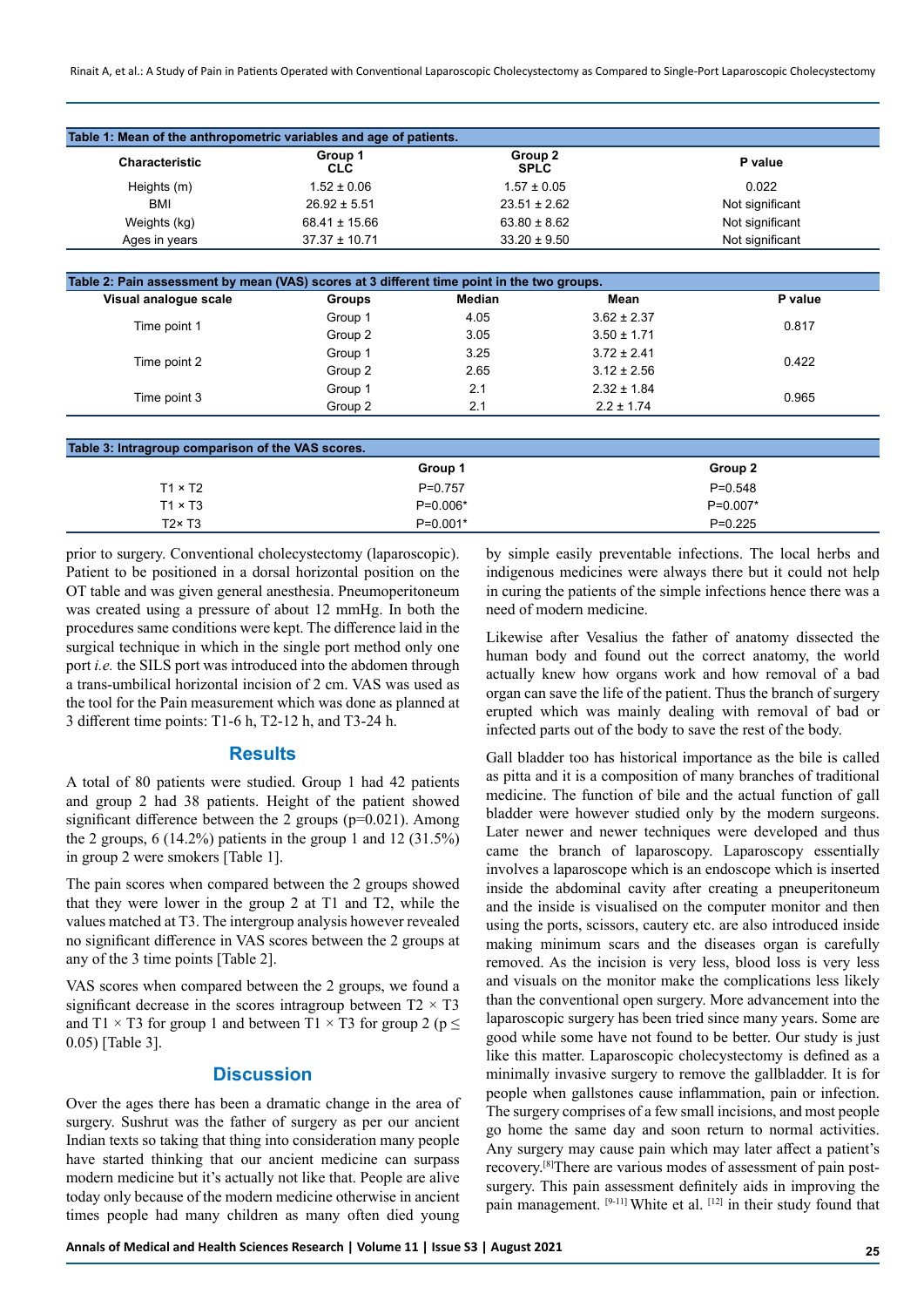**Table 1: Mean of the anthropometric variables and age of patients.**

| Characteristic | Group 1 CLC | Group 2 SPLC | P value |
|---|---|---|---|
| Heights (m) | 1.52 ± 0.06 | 1.57 ± 0.05 | 0.022 |
| BMI | 26.92 ± 5.51 | 23.51 ± 2.62 | Not significant |
| Weights (kg) | 68.41 ± 15.66 | 63.80 ± 8.62 | Not significant |
| Ages in years | 37.37 ± 10.71 | 33.20 ± 9.50 | Not significant |

**Table 2: Pain assessment by mean (VAS) scores at 3 different time point in the two groups.**

| Visual analogue scale | Groups | Median | Mean | P value |
|---|---|---|---|---|
| Time point 1 | Group 1 | 4.05 | 3.62 ± 2.37 | 0.817 |
| | Group 2 | 3.05 | 3.50 ± 1.71 | |
| Time point 2 | Group 1 | 3.25 | 3.72 ± 2.41 | 0.422 |
| | Group 2 | 2.65 | 3.12 ± 2.56 | |
| Time point 3 | Group 1 | 2.1 | 2.32 ± 1.84 | 0.965 |
| | Group 2 | 2.1 | 2.2 ± 1.74 | |

**Table 3: Intragroup comparison of the VAS scores.**

| | Group 1 | Group 2 |
|---|---|---|
| T1 × T2 | P=0.757 | P=0.548 |
| T1 × T3 | P=0.006* | P=0.007* |
| T2× T3 | P=0.001* | P=0.225 |

prior to surgery. Conventional cholecystectomy (laparoscopic). Patient to be positioned in a dorsal horizontal position on the OT table and was given general anesthesia. Pneumoperitoneum was created using a pressure of about 12 mmHg. In both the procedures same conditions were kept. The difference laid in the surgical technique in which in the single port method only one port *i.e.* the SILS port was introduced into the abdomen through a trans-umbilical horizontal incision of 2 cm. VAS was used as the tool for the Pain measurement which was done as planned at 3 different time points: T1-6 h, T2-12 h, and T3-24 h.

## Results

A total of 80 patients were studied. Group 1 had 42 patients and group 2 had 38 patients. Height of the patient showed significant difference between the 2 groups (p=0.021). Among the 2 groups, 6 (14.2%) patients in the group 1 and 12 (31.5%) in group 2 were smokers [Table 1].

The pain scores when compared between the 2 groups showed that they were lower in the group 2 at T1 and T2, while the values matched at T3. The intergroup analysis however revealed no significant difference in VAS scores between the 2 groups at any of the 3 time points [Table 2].

VAS scores when compared between the 2 groups, we found a significant decrease in the scores intragroup between T2 × T3 and T1 × T3 for group 1 and between T1 × T3 for group 2 ($p \leq 0.05$) [Table 3].

## Discussion

Over the ages there has been a dramatic change in the area of surgery. Sushrut was the father of surgery as per our ancient Indian texts so taking that thing into consideration many people have started thinking that our ancient medicine can surpass modern medicine but it's actually not like that. People are alive today only because of the modern medicine otherwise in ancient times people had many children as many often died young by simple easily preventable infections. The local herbs and indigenous medicines were always there but it could not help in curing the patients of the simple infections hence there was a need of modern medicine.

Likewise after Vesalius the father of anatomy dissected the human body and found out the correct anatomy, the world actually knew how organs work and how removal of a bad organ can save the life of the patient. Thus the branch of surgery erupted which was mainly dealing with removal of bad or infected parts out of the body to save the rest of the body.

Gall bladder too has historical importance as the bile is called as pitta and it is a composition of many branches of traditional medicine. The function of bile and the actual function of gall bladder were however studied only by the modern surgeons. Later newer and newer techniques were developed and thus came the branch of laparoscopy. Laparoscopy essentially involves a laparoscope which is an endoscope which is inserted inside the abdominal cavity after creating a pneuperitoneum and the inside is visualised on the computer monitor and then using the ports, scissors, cautery etc. are also introduced inside making minimum scars and the diseases organ is carefully removed. As the incision is very less, blood loss is very less and visuals on the monitor make the complications less likely than the conventional open surgery. More advancement into the laparoscopic surgery has been tried since many years. Some are good while some have not found to be better. Our study is just like this matter. Laparoscopic cholecystectomy is defined as a minimally invasive surgery to remove the gallbladder. It is for people when gallstones cause inflammation, pain or infection. The surgery comprises of a few small incisions, and most people go home the same day and soon return to normal activities. Any surgery may cause pain which may later affect a patient's recovery.[8] There are various modes of assessment of pain post-surgery. This pain assessment definitely aids in improving the pain management. [9-11] White et al. [12] in their study found that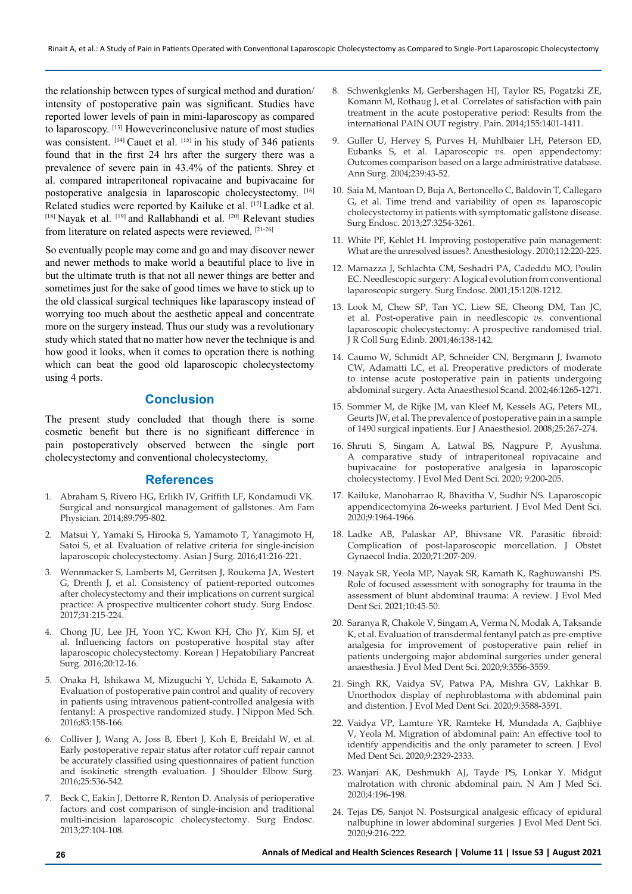the relationship between types of surgical method and duration/intensity of postoperative pain was significant. Studies have reported lower levels of pain in mini-laparoscopy as compared to laparoscopy. [13] Howeverinconclusive nature of most studies was consistent. [14] Cauet et al. [15] in his study of 346 patients found that in the first 24 hrs after the surgery there was a prevalence of severe pain in 43.4% of the patients. Shrey et al. compared intraperitoneal ropivacaine and bupivacaine for postoperative analgesia in laparoscopic cholecystectomy. [16] Related studies were reported by Kailuke et al. [17] Ladke et al. [18] Nayak et al. [19] and Rallabhandi et al. [20] Relevant studies from literature on related aspects were reviewed. [21-26]

So eventually people may come and go and may discover newer and newer methods to make world a beautiful place to live in but the ultimate truth is that not all newer things are better and sometimes just for the sake of good times we have to stick up to the old classical surgical techniques like laparascopy instead of worrying too much about the aesthetic appeal and concentrate more on the surgery instead. Thus our study was a revolutionary study which stated that no matter how never the technique is and how good it looks, when it comes to operation there is nothing which can beat the good old laparoscopic cholecystectomy using 4 ports.

## Conclusion

The present study concluded that though there is some cosmetic benefit but there is no significant difference in pain postoperatively observed between the single port cholecystectomy and conventional cholecystectomy.

## References

1. Abraham S, Rivero HG, Erlikh IV, Griffith LF, Kondamudi VK. Surgical and nonsurgical management of gallstones. Am Fam Physician. 2014;89:795-802.
2. Matsui Y, Yamaki S, Hirooka S, Yamamoto T, Yanagimoto H, Satoi S, et al. Evaluation of relative criteria for single-incision laparoscopic cholecystectomy. Asian J Surg. 2016;41:216-221.
3. Wennmacker S, Lamberts M, Gerritsen J, Roukema JA, Westert G, Drenth J, et al. Consistency of patient-reported outcomes after cholecystectomy and their implications on current surgical practice: A prospective multicenter cohort study. Surg Endosc. 2017;31:215-224.
4. Chong JU, Lee JH, Yoon YC, Kwon KH, Cho JY, Kim SJ, et al. Influencing factors on postoperative hospital stay after laparoscopic cholecystectomy. Korean J Hepatobiliary Pancreat Surg. 2016;20:12-16.
5. Onaka H, Ishikawa M, Mizuguchi Y, Uchida E, Sakamoto A. Evaluation of postoperative pain control and quality of recovery in patients using intravenous patient-controlled analgesia with fentanyl: A prospective randomized study. J Nippon Med Sch. 2016;83:158-166.
6. Colliver J, Wang A, Joss B, Ebert J, Koh E, Breidahl W, et al. Early postoperative repair status after rotator cuff repair cannot be accurately classified using questionnaires of patient function and isokinetic strength evaluation. J Shoulder Elbow Surg. 2016;25:536-542.
7. Beck C, Eakin J, Dettorre R, Renton D. Analysis of perioperative factors and cost comparison of single-incision and traditional multi-incision laparoscopic cholecystectomy. Surg Endosc. 2013;27:104-108.
8. Schwenkglenks M, Gerbershagen HJ, Taylor RS, Pogatzki ZE, Komann M, Rothaug J, et al. Correlates of satisfaction with pain treatment in the acute postoperative period: Results from the international PAIN OUT registry. Pain. 2014;155:1401-1411.
9. Guller U, Hervey S, Purves H, Muhlbaier LH, Peterson ED, Eubanks S, et al. Laparoscopic *vs.* open appendectomy: Outcomes comparison based on a large administrative database. Ann Surg. 2004;239:43-52.
10. Saia M, Mantoan D, Buja A, Bertoncello C, Baldovin T, Callegaro G, et al. Time trend and variability of open *vs.* laparoscopic cholecystectomy in patients with symptomatic gallstone disease. Surg Endosc. 2013;27:3254-3261.
11. White PF, Kehlet H. Improving postoperative pain management: What are the unresolved issues?. Anesthesiology. 2010;112:220-225.
12. Mamazza J, Schlachta CM, Seshadri PA, Cadeddu MO, Poulin EC. Needlescopic surgery: A logical evolution from conventional laparoscopic surgery. Surg Endosc. 2001;15:1208-1212.
13. Look M, Chew SP, Tan YC, Liew SE, Cheong DM, Tan JC, et al. Post-operative pain in needlescopic *vs.* conventional laparoscopic cholecystectomy: A prospective randomised trial. J R Coll Surg Edinb. 2001;46:138-142.
14. Caumo W, Schmidt AP, Schneider CN, Bergmann J, Iwamoto CW, Adamatti LC, et al. Preoperative predictors of moderate to intense acute postoperative pain in patients undergoing abdominal surgery. Acta Anaesthesiol Scand. 2002;46:1265-1271.
15. Sommer M, de Rijke JM, van Kleef M, Kessels AG, Peters ML, Geurts JW, et al. The prevalence of postoperative pain in a sample of 1490 surgical inpatients. Eur J Anaesthesiol. 2008;25:267-274.
16. Shruti S, Singam A, Latwal BS, Nagpure P, Ayushma. A comparative study of intraperitoneal ropivacaine and bupivacaine for postoperative analgesia in laparoscopic cholecystectomy. J Evol Med Dent Sci. 2020; 9:200-205.
17. Kailuke, Manoharrao R, Bhavitha V, Sudhir NS. Laparoscopic appendicectomyina 26-weeks parturient. J Evol Med Dent Sci. 2020;9:1964-1966.
18. Ladke AB, Palaskar AP, Bhivsane VR. Parasitic fibroid: Complication of post-laparoscopic morcellation. J Obstet Gynaecol India. 2020;71:207-209.
19. Nayak SR, Yeola MP, Nayak SR, Kamath K, Raghuwanshi PS. Role of focused assessment with sonography for trauma in the assessment of blunt abdominal trauma: A review. J Evol Med Dent Sci. 2021;10:45-50.
20. Saranya R, Chakole V, Singam A, Verma N, Modak A, Taksande K, et al. Evaluation of transdermal fentanyl patch as pre-emptive analgesia for improvement of postoperative pain relief in patients undergoing major abdominal surgeries under general anaesthesia. J Evol Med Dent Sci. 2020;9:3556-3559.
21. Singh RK, Vaidya SV, Patwa PA, Mishra GV, Lakhkar B. Unorthodox display of nephroblastoma with abdominal pain and distention. J Evol Med Dent Sci. 2020;9:3588-3591.
22. Vaidya VP, Lamture YR, Ramteke H, Mundada A, Gajbhiye V, Yeola M. Migration of abdominal pain: An effective tool to identify appendicitis and the only parameter to screen. J Evol Med Dent Sci. 2020;9:2329-2333.
23. Wanjari AK, Deshmukh AJ, Tayde PS, Lonkar Y. Midgut malrotation with chronic abdominal pain. N Am J Med Sci. 2020;4:196-198.
24. Tejas DS, Sanjot N. Postsurgical analgesic efficacy of epidural nalbuphine in lower abdominal surgeries. J Evol Med Dent Sci. 2020;9:216-222.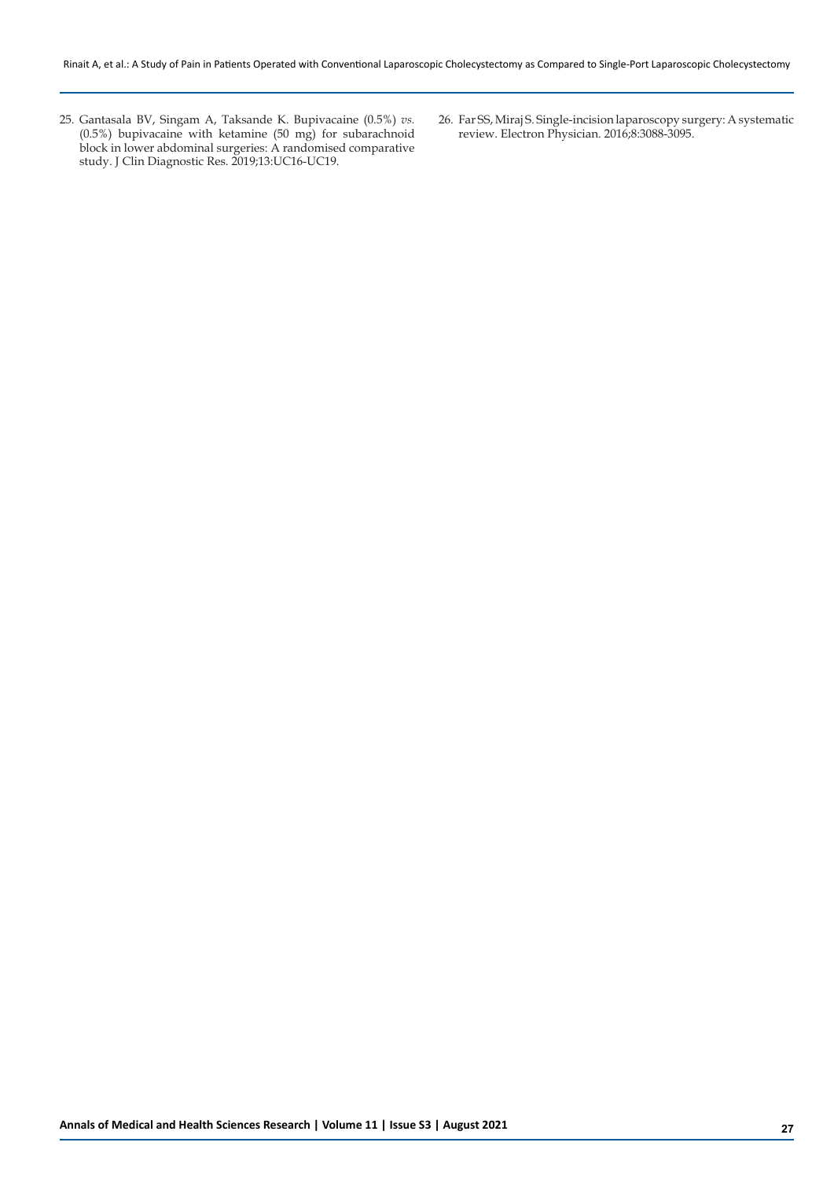25. Gantasala BV, Singam A, Taksande K. Bupivacaine (0.5%) *vs.* (0.5%) bupivacaine with ketamine (50 mg) for subarachnoid block in lower abdominal surgeries: A randomised comparative study. J Clin Diagnostic Res. 2019;13:UC16-UC19.
26. Far SS, Miraj S. Single-incision laparoscopy surgery: A systematic review. Electron Physician. 2016;8:3088-3095.